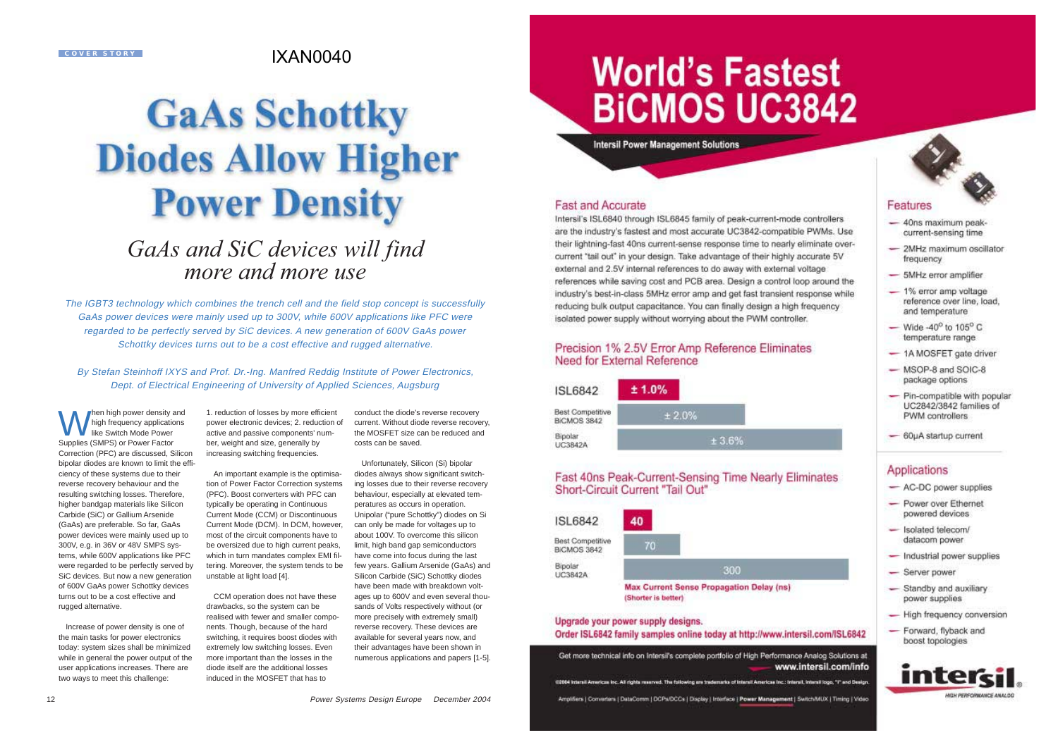COVER STORY

IXAN0040

# GaAs Schottky Diodes Allow Higher Power Density

## *GaAs and SiC devices will find more and more use*

*The IGBT3 technology which combines the trench cell and the field stop concept is successfully GaAs power devices were mainly used up to 300V, while 600V applications like PFC were regarded to be perfectly served by SiC devices. A new generation of 600V GaAs power Schottky devices turns out to be a cost effective and rugged alternative.*

*By Stefan Steinhoff IXYS and Prof. Dr.-Ing. Manfred Reddig Institute of Power Electronics, Dept. of Electrical Engineering of University of Applied Sciences, Augsburg*

When high power density and high frequency applications like Switch Mode Power Supplies (SMPS) or Power Factor Correction (PFC) are discussed, Silicon bipolar diodes are known to limit the efficiency of these systems due to their reverse recovery behaviour and the resulting switching losses. Therefore, higher bandgap materials like Silicon Carbide (SiC) or Gallium Arsenide (GaAs) are preferable. So far, GaAs power devices were mainly used up to 300V, e.g. in 36V or 48V SMPS systems, while 600V applications like PFC were regarded to be perfectly served by SiC devices. But now a new generation of 600V GaAs power Schottky devices turns out to be a cost effective and rugged alternative.

Increase of power density is one of the main tasks for power electronics today: system sizes shall be minimized while in general the power output of the user applications increases. There are two ways to meet this challenge: 1. reduction of losses by more efficient power electronic devices; 2. reduction of active and passive components' number, weight and size, generally by increasing switching frequencies.

An important example is the optimisation of Power Factor Correction systems (PFC). Boost converters with PFC can typically be operating in Continuous Current Mode (CCM) or Discontinuous Current Mode (DCM). In DCM, however, most of the circuit components have to be oversized due to high current peaks, which in turn mandates complex EMI filtering. Moreover, the system tends to be unstable at light load [4].

CCM operation does not have these drawbacks, so the system can be realised with fewer and smaller components. Though, because of the hard switching, it requires boost diodes with extremely low switching losses. Even more important than the losses in the diode itself are the additional losses induced in the MOSFET that has to conduct the diode's reverse recovery current. Without diode reverse recovery, the MOSFET size can be reduced and costs can be saved.

Unfortunately, Silicon (Si) bipolar diodes always show significant switching losses due to their reverse recovery behaviour, especially at elevated temperatures as occurs in operation. Unipolar ("pure Schottky") diodes on Si can only be made for voltages up to about 100V. To overcome this silicon limit, high band gap semiconductors have come into focus during the last few years. Gallium Arsenide (GaAs) and Silicon Carbide (SiC) Schottky diodes have been made with breakdown voltages up to 600V and even several thousands of Volts respectively without (or more precisely with extremely small) reverse recovery. These devices are available for several years now, and their advantages have been shown in numerous applications and papers [1-5].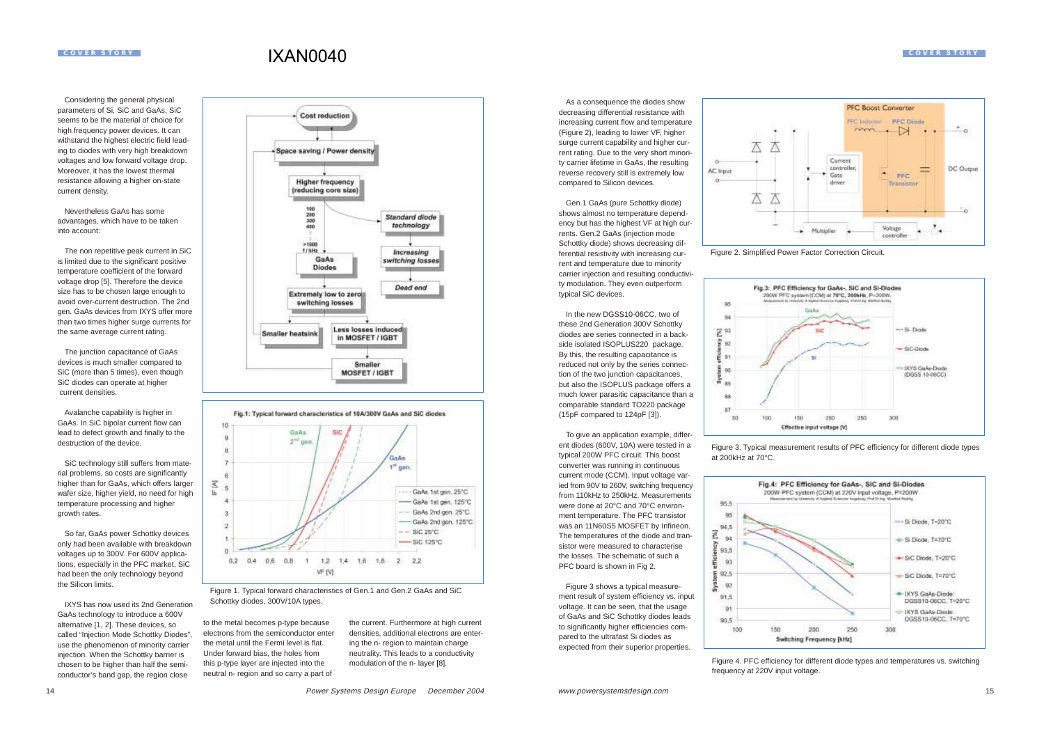# IXAN0040

Considering the general physical parameters of Si, SiC and GaAs, SiC seems to be the material of choice for high frequency power devices. It can withstand the highest electric field leading to diodes with very high breakdown voltages and low forward voltage drop. Moreover, it has the lowest thermal resistance allowing a higher on-state current density.

Nevertheless GaAs has some advantages, which have to be taken into account:

The non repetitive peak current in SiC is limited due to the significant positive temperature coefficient of the forward voltage drop [5]. Therefore the device size has to be chosen large enough to avoid over-current destruction. The 2nd gen. GaAs devices from IXYS offer more than two times higher surge currents for the same average current rating.

The junction capacitance of GaAs devices is much smaller compared to SiC (more than 5 times), even though SiC diodes can operate at higher current densities.

Avalanche capability is higher in GaAs. In SiC bipolar current flow can lead to defect growth and finally to the destruction of the device.

SiC technology still suffers from material problems, so costs are significantly higher than for GaAs, which offers larger wafer size, higher yield, no need for high temperature processing and higher growth rates.

So far, GaAs power Schottky devices only had been available with breakdown voltages up to 300V. For 600V applications, especially in the PFC market, SiC had been the only technology beyond the Silicon limits.

IXYS has now used its 2nd Generation GaAs technology to introduce a 600V alternative [1, 2]. These devices, so called "Injection Mode Schottky Diodes", use the phenomenon of minority carrier injection. When the Schottky barrier is chosen to be higher than half the semiconductor's band gap, the region close to the metal becomes p-type because electrons from the semiconductor enter the metal until the Fermi level is flat. Under forward bias, the holes from this p-type layer are injected into the neutral n- region and so carry a part of the current. Furthermore at high current densities, additional electrons are entering the n- region to maintain charge neutrality. This leads to a conductivity modulation of the n- layer [8].

Figure 1. Typical forward characteristics of Gen.1 and Gen.2 GaAs and SiC Schottky diodes, 300V/10A types.

As a consequence the diodes show decreasing differential resistance with increasing current flow and temperature (Figure 2), leading to lower VF, higher surge current capability and higher current rating. Due to the very short minority carrier lifetime in GaAs, the resulting reverse recovery still is extremely low compared to Silicon devices.

Gen.1 GaAs (pure Schottky diode) shows almost no temperature dependency but has the highest VF at high currents. Gen.2 GaAs (injection mode Schottky diode) shows decreasing differential resistivity with increasing current and temperature due to minority carrier injection and resulting conductivity modulation. They even outperform typical SiC devices.

In the new DGSS10-06CC, two of these 2nd Generation 300V Schottky diodes are series connected in a backside isolated ISOPLUS220 package. By this, the resulting capacitance is reduced not only by the series connection of the two junction capacitances, but also the ISOPLUS package offers a much lower parasitic capacitance than a comparable standard TO220 package (15pF compared to 124pF [3]).

To give an application example, different diodes (600V, 10A) were tested in a typical 200W PFC circuit. This boost converter was running in continuous current mode (CCM). Input voltage varied from 90V to 260V, switching frequency from 110kHz to 250kHz. Measurements were done at 20°C and 70°C environment temperature. The PFC transistor was an 11N60S5 MOSFET by Infineon. The temperatures of the diode and transistor were measured to characterise the losses. The schematic of such a PFC board is shown in Fig 2.

Figure 3 shows a typical measurement result of system efficiency vs. input voltage. It can be seen, that the usage of GaAs and SiC Schottky diodes leads to significantly higher efficiencies compared to the ultrafast Si diodes as expected from their superior properties.

Figure 2. Simplified Power Factor Correction Circuit.

Figure 3. Typical measurement results of PFC efficiency for different diode types at 200kHz at 70°C.

Figure 4. PFC efficiency for different diode types and temperatures vs. switching frequency at 220V input voltage.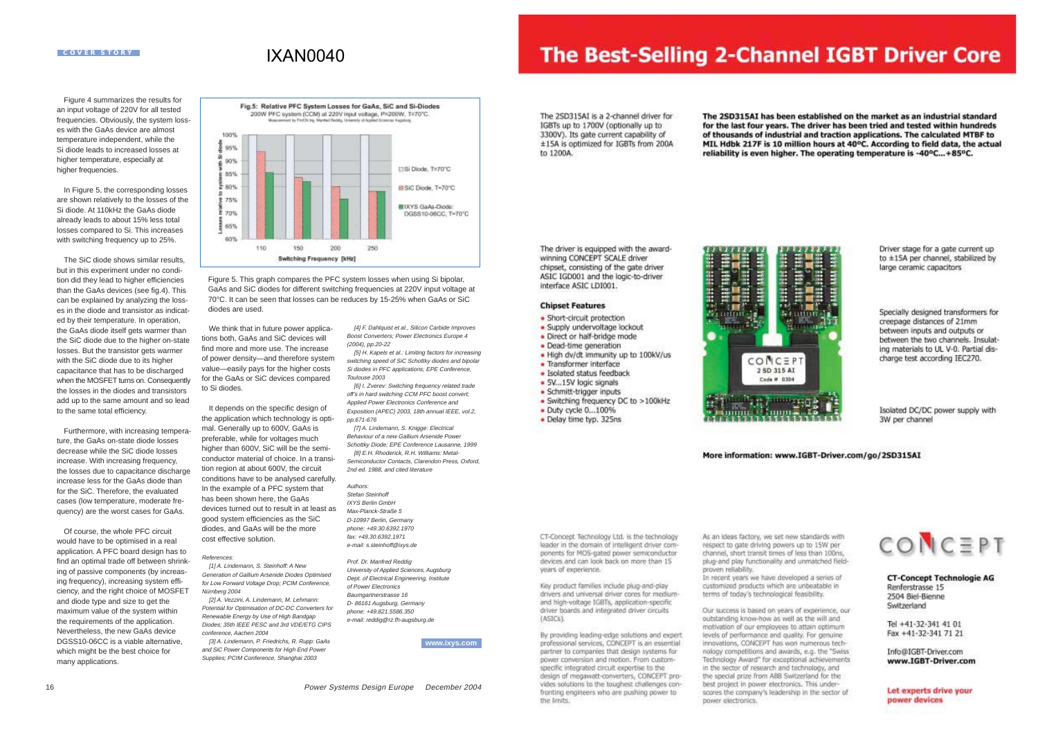Figure 4 summarizes the results for an input voltage of 220V for all tested frequencies. Obviously, the system losses with the GaAs device are almost temperature independent, while the Si diode leads to increased losses at higher temperature, especially at higher frequencies.

In Figure 5, the corresponding losses are shown relatively to the losses of the Si diode. At 110kHz the GaAs diode already leads to about 15% less total losses compared to Si. This increases with switching frequency up to 25%.

The SiC diode shows similar results, but in this experiment under no condition did they lead to higher efficiencies than the GaAs devices (see fig.4). This can be explained by analyzing the losses in the diode and transistor as indicated by their temperature. In operation, the GaAs diode itself gets warmer than the SiC diode due to the higher on-state losses. But the transistor gets warmer with the SiC diode due to its higher capacitance that has to be discharged when the MOSFET turns on. Consequently the losses in the diodes and transistors add up to the same amount and so lead to the same total efficiency.

Furthermore, with increasing temperature, the GaAs on-state diode losses decrease while the SiC diode losses increase. With increasing frequency, the losses due to capacitance discharge increase less for the GaAs diode than for the SiC. Therefore, the evaluated cases (low temperature, moderate frequency) are the worst cases for GaAs.

Of course, the whole PFC circuit would have to be optimised in a real application. A PFC board design has to find an optimal trade off between shrinking of passive components (by increasing frequency), increasing system efficiency, and the right choice of MOSFET and diode type and size to get the maximum value of the system within the requirements of the application. Nevertheless, the new GaAs device DGSS10-06CC is a viable alternative, which might be the best choice for many applications.

**Fig.5: Relative PFC System Losses for GaAs, SiC and Si-Diodes**
200W PFC system (CCM) at 220V input voltage, P=200W, T=70°C.
Measurement by Prof.Dr.Ing. Manfred Reddig, University of Applied Sciences Augsburg

Losses relative to system with Si diode
100%
95%
90%
85%
80%
75%
70%
65%
60%

110
150
200
250
Switching Frequency [kHz]

Si Diode, T=70°C
SiC Diode, T=70°C
IXYS GaAs-Diode: DGSS10-06CC, T=70°C

Figure 5. This graph compares the PFC system losses when using Si bipolar, GaAs and SiC diodes for different switching frequencies at 220V input voltage at 70°C. It can be seen that losses can be reduces by 15-25% when GaAs or SiC diodes are used.

We think that in future power applications both, GaAs and SiC devices will find more and more use. The increase of power density—and therefore system value—easily pays for the higher costs for the GaAs or SiC devices compared to Si diodes.

It depends on the specific design of the application which technology is optimal. Generally up to 600V, GaAs is preferable, while for voltages much higher than 600V, SiC will be the semiconductor material of choice. In a transition region at about 600V, the circuit conditions have to be analysed carefully. In the example of a PFC system that has been shown here, the GaAs devices turned out to result in at least as good system efficiencies as the SiC diodes, and GaAs will be the more cost effective solution.

*References:*

*[1] A. Lindemann, S. Steinhoff: A New Generation of Gallium Arsenide Diodes Optimised for Low Forward Voltage Drop; PCIM Conference, Nürnberg 2004*

*[2] A. Vezzini, A. Lindemann, M. Lehmann: Potential for Optimisation of DC-DC Converters for Renewable Energy by Use of High Bandgap Diodes; 35th IEEE PESC and 3rd VDE/ETG CIPS conference, Aachen 2004*

*[3] A. Lindemann, P. Friedrichs, R. Rupp: GaAs and SiC Power Components for High End Power Supplies; PCIM Conference, Shanghai 2003*

*[4] F. Dahlquist et al., Silicon Carbide Improves Boost Converters; Power Electronics Europe 4 (2004), pp.20-22*

*[5] H. Kapels et al.: Limiting factors for increasing switching speed of SiC Schottky diodes and bipolar Si diodes in PFC applications; EPE Conference, Toulouse 2003*

*[6] I. Zverev: Switching frequency related trade off's in hard switching CCM PFC boost convert; Applied Power Electronics Conference and Exposition (APEC) 2003, 18th annual IEEE, vol.2, pp.671-676*

*[7] A. Lindemann, S. Knigge: Electrical Behaviour of a new Gallium Arsenide Power Schottky Diode; EPE Conference Lausanne, 1999*

*[8] E.H. Rhoderick, R.H. Williams: Metal-Semiconductor Contacts, Clarendon Press, Oxford, 2nd ed. 1988, and cited literature*

*Authors:*
*Stefan Steinhoff*
*IXYS Berlin GmbH*
*Max-Planck-Straße 5*
*D-10997 Berlin, Germany*
*phone: +49.30.6392.1970*
*fax: +49.30.6392.1971*
*e-mail: s.steinhoff@ixys.de*

*Prof. Dr. Manfred Reddig*
*University of Applied Sciences, Augsburg*
*Dept. of Electrical Engineering, Institute of Power Electronics*
*Baumgartnerstrasse 16*
*D- 86161 Augsburg, Germany*
*phone: +49.821.5586.350*
*e-mail: reddig@rz.fh-augsburg.de*

www.ixys.com

# The Best-Selling 2-Channel IGBT Driver Core

The 2SD315AI is a 2-channel driver for IGBTs up to 1700V (optionally up to 3300V). Its gate current capability of ±15A is optimized for IGBTs from 200A to 1200A.

**The 2SD315AI has been established on the market as an industrial standard for the last four years. The driver has been tried and tested within hundreds of thousands of industrial and traction applications. The calculated MTBF to MIL Hdbk 217F is 10 million hours at 40°C. According to field data, the actual reliability is even higher. The operating temperature is -40°C...+85°C.**

The driver is equipped with the award-winning CONCEPT SCALE driver chipset, consisting of the gate driver ASIC IGD001 and the logic-to-driver interface ASIC LDI001.

**Chipset Features**

- Short-circuit protection
- Supply undervoltage lockout
- Direct or half-bridge mode
- Dead-time generation
- High dv/dt immunity up to 100kV/us
- Transformer interface
- Isolated status feedback
- 5V...15V logic signals
- Schmitt-trigger inputs
- Switching frequency DC to >100kHz
- Duty cycle 0...100%
- Delay time typ. 325ns

Driver stage for a gate current up to ±15A per channel, stabilized by large ceramic capacitors

Specially designed transformers for creepage distances of 21mm between inputs and outputs or between the two channels. Insulating materials to UL V-0. Partial discharge test according IEC270.

Isolated DC/DC power supply with 3W per channel

**More information: www.IGBT-Driver.com/go/2SD315AI**

CT-Concept Technology Ltd. is the technology leader in the domain of intelligent driver components for MOS-gated power semiconductor devices and can look back on more than 15 years of experience.

Key product families include plug-and-play drivers and universal driver cores for medium- and high-voltage IGBTs, application-specific driver boards and integrated driver circuits (ASICs).

By providing leading-edge solutions and expert professional services, CONCEPT is an essential partner to companies that design systems for power conversion and motion. From customer-specific integrated circuit expertise to the design of megawatt-converters, CONCEPT provides solutions to the toughest challenges confronting engineers who are pushing power to the limits.

As an ideas factory, we set new standards with respect to gate driving powers up to 15W per channel, short transit times of less than 100ns, plug-and play functionality and unmatched field-proven reliability.

In recent years we have developed a series of customized products which are unbeatable in terms of today's technological feasibility.

Our success is based on years of experience, our outstanding know-how as well as the will and motivation of our employees to attain optimum levels of performance and quality. For genuine innovations, CONCEPT has won numerous technology competitions and awards, e.g. the "Swiss Technology Award" for exceptional achievements in the sector of research and technology, and the special prize from ABB Switzerland for the best project in power electronics. This underscores the company's leadership in the sector of power electronics.

**CT-Concept Technologie AG**
Renferstrasse 15
2504 Biel-Bienne
Switzerland

Tel +41-32-341 41 01
Fax +41-32-341 71 21

Info@IGBT-Driver.com
**www.IGBT-Driver.com**

**Let experts drive your power devices**